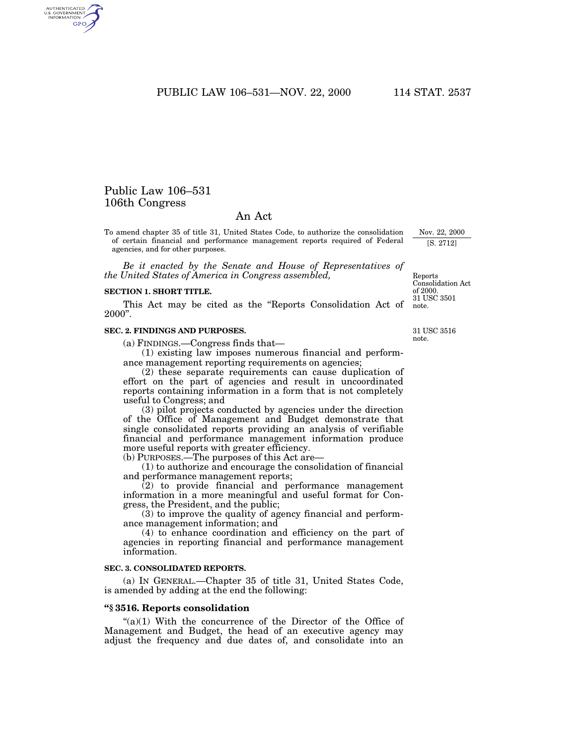# Public Law 106–531
## 106th Congress

## An Act

To amend chapter 35 of title 31, United States Code, to authorize the consolidation of certain financial and performance management reports required of Federal agencies, and for other purposes.

Nov. 22, 2000
[S. 2712]

*Be it enacted by the Senate and House of Representatives of the United States of America in Congress assembled,*

Reports Consolidation Act of 2000.
31 USC 3501 note.

**SECTION 1. SHORT TITLE.**

This Act may be cited as the "Reports Consolidation Act of 2000".

**SEC. 2. FINDINGS AND PURPOSES.**

31 USC 3516 note.

(a) FINDINGS.—Congress finds that—

(1) existing law imposes numerous financial and performance management reporting requirements on agencies;

(2) these separate requirements can cause duplication of effort on the part of agencies and result in uncoordinated reports containing information in a form that is not completely useful to Congress; and

(3) pilot projects conducted by agencies under the direction of the Office of Management and Budget demonstrate that single consolidated reports providing an analysis of verifiable financial and performance management information produce more useful reports with greater efficiency.

(b) PURPOSES.—The purposes of this Act are—

(1) to authorize and encourage the consolidation of financial and performance management reports;

(2) to provide financial and performance management information in a more meaningful and useful format for Congress, the President, and the public;

(3) to improve the quality of agency financial and performance management information; and

(4) to enhance coordination and efficiency on the part of agencies in reporting financial and performance management information.

**SEC. 3. CONSOLIDATED REPORTS.**

(a) IN GENERAL.—Chapter 35 of title 31, United States Code, is amended by adding at the end the following:

**"§ 3516. Reports consolidation**

"(a)(1) With the concurrence of the Director of the Office of Management and Budget, the head of an executive agency may adjust the frequency and due dates of, and consolidate into an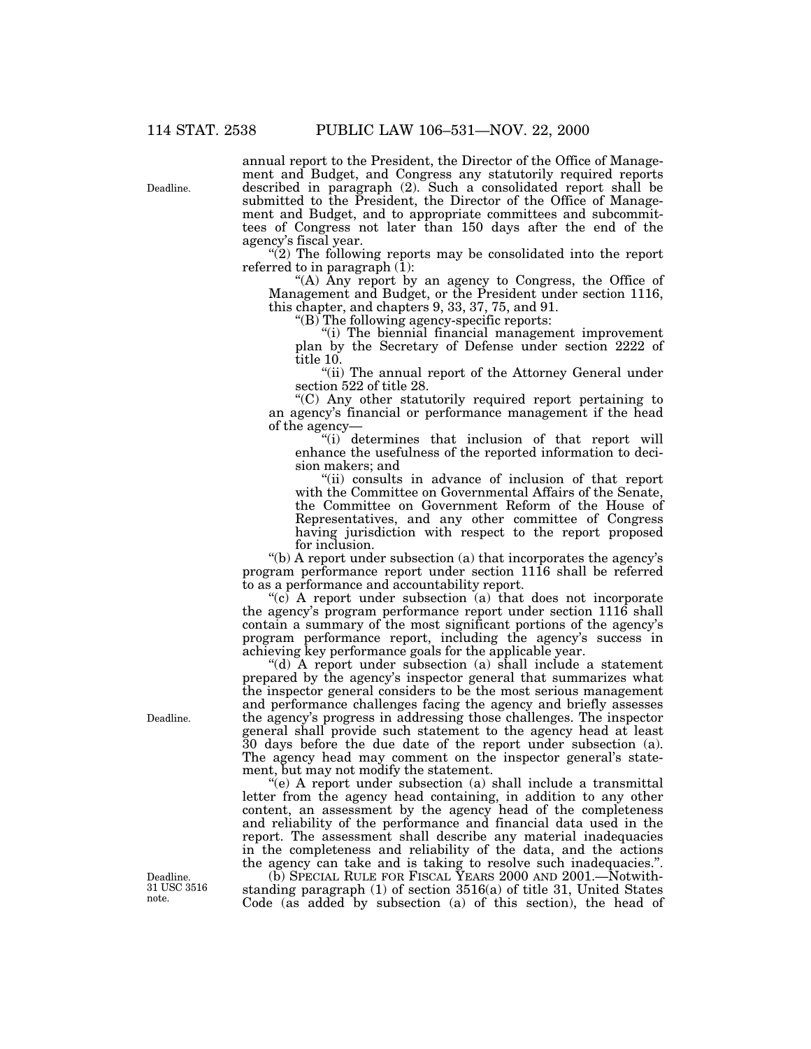annual report to the President, the Director of the Office of Management and Budget, and Congress any statutorily required reports described in paragraph (2). Such a consolidated report shall be submitted to the President, the Director of the Office of Management and Budget, and to appropriate committees and subcommittees of Congress not later than 150 days after the end of the agency's fiscal year.

"(2) The following reports may be consolidated into the report referred to in paragraph (1):

"(A) Any report by an agency to Congress, the Office of Management and Budget, or the President under section 1116, this chapter, and chapters 9, 33, 37, 75, and 91.

"(B) The following agency-specific reports:

"(i) The biennial financial management improvement plan by the Secretary of Defense under section 2222 of title 10.

"(ii) The annual report of the Attorney General under section 522 of title 28.

"(C) Any other statutorily required report pertaining to an agency's financial or performance management if the head of the agency—

"(i) determines that inclusion of that report will enhance the usefulness of the reported information to decision makers; and

"(ii) consults in advance of inclusion of that report with the Committee on Governmental Affairs of the Senate, the Committee on Government Reform of the House of Representatives, and any other committee of Congress having jurisdiction with respect to the report proposed for inclusion.

"(b) A report under subsection (a) that incorporates the agency's program performance report under section 1116 shall be referred to as a performance and accountability report.

"(c) A report under subsection (a) that does not incorporate the agency's program performance report under section 1116 shall contain a summary of the most significant portions of the agency's program performance report, including the agency's success in achieving key performance goals for the applicable year.

"(d) A report under subsection (a) shall include a statement prepared by the agency's inspector general that summarizes what the inspector general considers to be the most serious management and performance challenges facing the agency and briefly assesses the agency's progress in addressing those challenges. The inspector general shall provide such statement to the agency head at least 30 days before the due date of the report under subsection (a). The agency head may comment on the inspector general's statement, but may not modify the statement.

"(e) A report under subsection (a) shall include a transmittal letter from the agency head containing, in addition to any other content, an assessment by the agency head of the completeness and reliability of the performance and financial data used in the report. The assessment shall describe any material inadequacies in the completeness and reliability of the data, and the actions the agency can take and is taking to resolve such inadequacies.".

(b) SPECIAL RULE FOR FISCAL YEARS 2000 AND 2001.—Notwithstanding paragraph (1) of section 3516(a) of title 31, United States Code (as added by subsection (a) of this section), the head of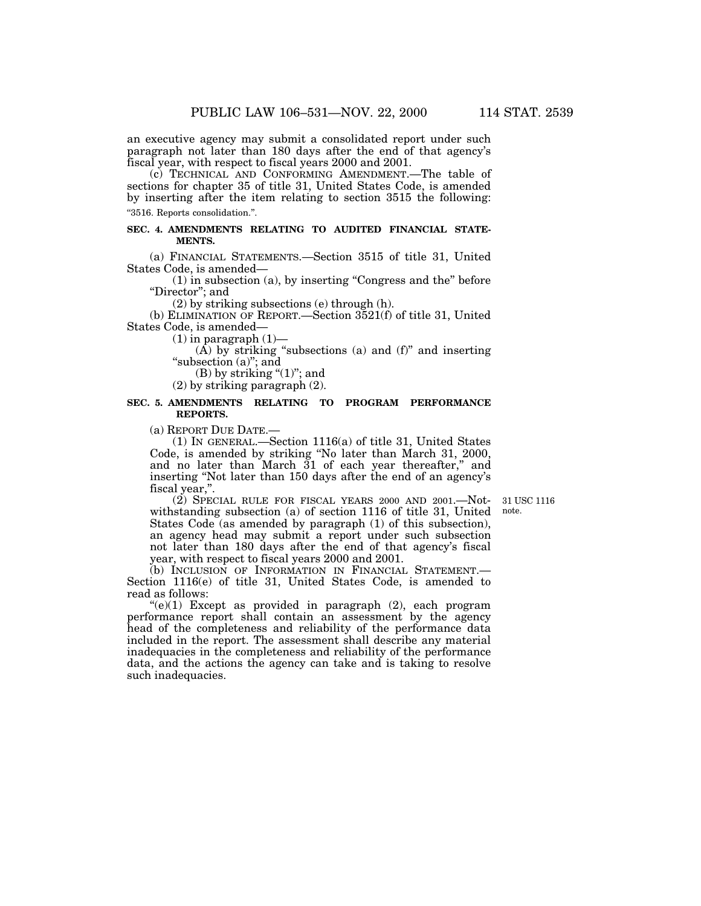an executive agency may submit a consolidated report under such paragraph not later than 180 days after the end of that agency's fiscal year, with respect to fiscal years 2000 and 2001.

(c) TECHNICAL AND CONFORMING AMENDMENT.—The table of sections for chapter 35 of title 31, United States Code, is amended by inserting after the item relating to section 3515 the following:

"3516. Reports consolidation.".

**SEC. 4. AMENDMENTS RELATING TO AUDITED FINANCIAL STATEMENTS.**

(a) FINANCIAL STATEMENTS.—Section 3515 of title 31, United States Code, is amended—

(1) in subsection (a), by inserting "Congress and the" before "Director"; and

(2) by striking subsections (e) through (h).

(b) ELIMINATION OF REPORT.—Section 3521(f) of title 31, United States Code, is amended—

(1) in paragraph (1)—

(A) by striking "subsections (a) and (f)" and inserting "subsection (a)"; and

(B) by striking "(1)"; and

(2) by striking paragraph (2).

**SEC. 5. AMENDMENTS RELATING TO PROGRAM PERFORMANCE REPORTS.**

(a) REPORT DUE DATE.—

(1) IN GENERAL.—Section 1116(a) of title 31, United States Code, is amended by striking "No later than March 31, 2000, and no later than March 31 of each year thereafter," and inserting "Not later than 150 days after the end of an agency's fiscal year,".

(2) SPECIAL RULE FOR FISCAL YEARS 2000 AND 2001.—Notwithstanding subsection (a) of section 1116 of title 31, United States Code (as amended by paragraph (1) of this subsection), an agency head may submit a report under such subsection not later than 180 days after the end of that agency's fiscal year, with respect to fiscal years 2000 and 2001.

31 USC 1116 note.

(b) INCLUSION OF INFORMATION IN FINANCIAL STATEMENT.—Section 1116(e) of title 31, United States Code, is amended to read as follows:

"(e)(1) Except as provided in paragraph (2), each program performance report shall contain an assessment by the agency head of the completeness and reliability of the performance data included in the report. The assessment shall describe any material inadequacies in the completeness and reliability of the performance data, and the actions the agency can take and is taking to resolve such inadequacies.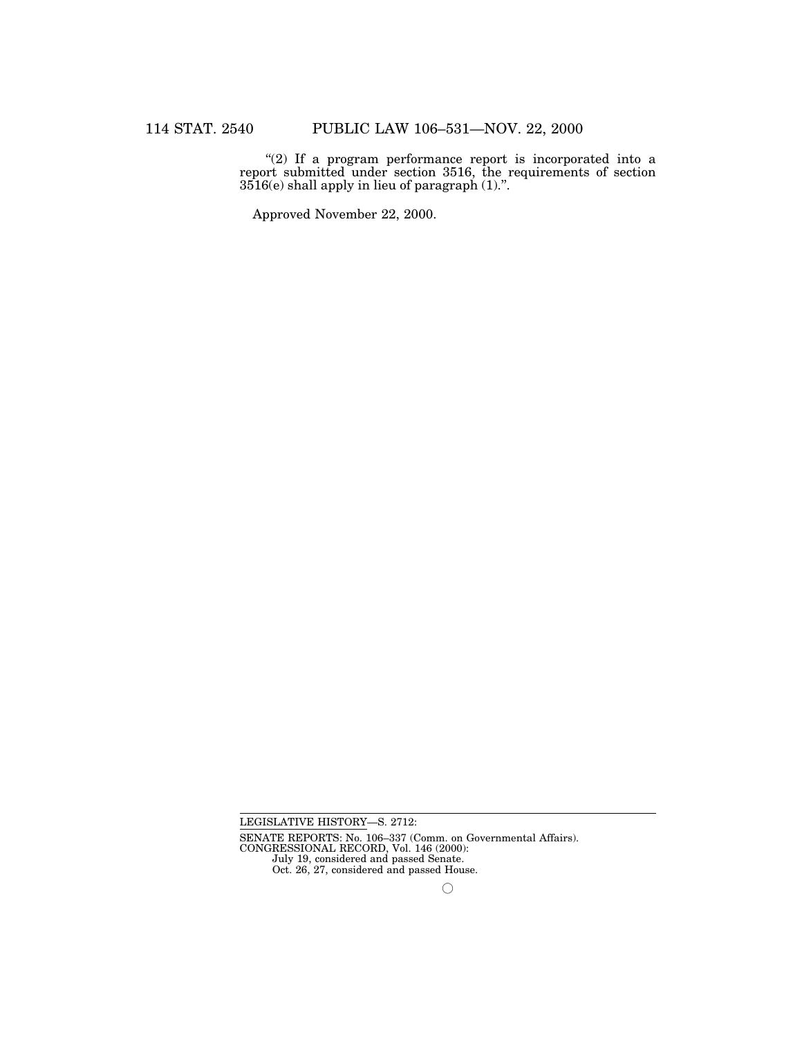"(2) If a program performance report is incorporated into a report submitted under section 3516, the requirements of section 3516(e) shall apply in lieu of paragraph (1).".

Approved November 22, 2000.

LEGISLATIVE HISTORY—S. 2712:

SENATE REPORTS: No. 106–337 (Comm. on Governmental Affairs).
CONGRESSIONAL RECORD, Vol. 146 (2000):
July 19, considered and passed Senate.
Oct. 26, 27, considered and passed House.